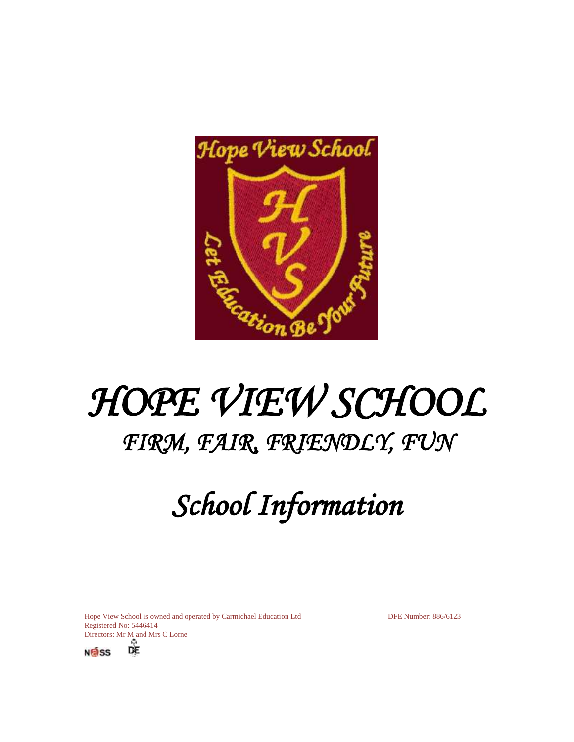# HOPE VIEW SCHOOL

## FIRM, FAIR, FRIENDLY, FUN

# School Information

Hope View School is owned and operated by Carmichael Education Ltd
Registered No: 5446414
Directors: Mr M and Mrs C Lorne

DFE Number: 886/6123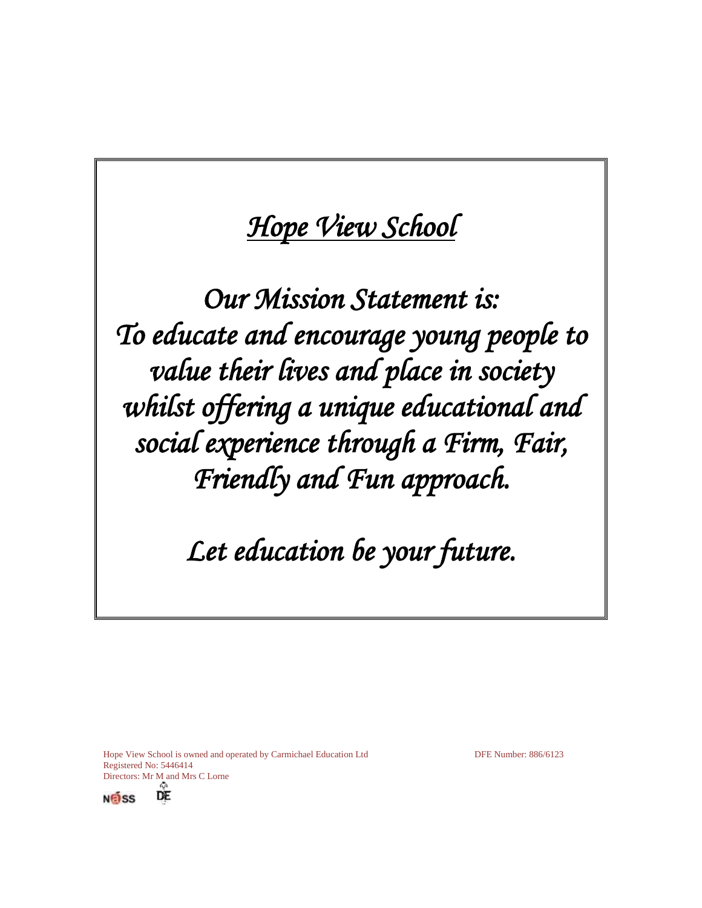# *Hope View School*

*Our Mission Statement is:*
*To educate and encourage young people to value their lives and place in society whilst offering a unique educational and social experience through a Firm, Fair, Friendly and Fun approach.*

*Let education be your future.*

Hope View School is owned and operated by Carmichael Education Ltd
Registered No: 5446414
Directors: Mr M and Mrs C Lorne

DFE Number: 886/6123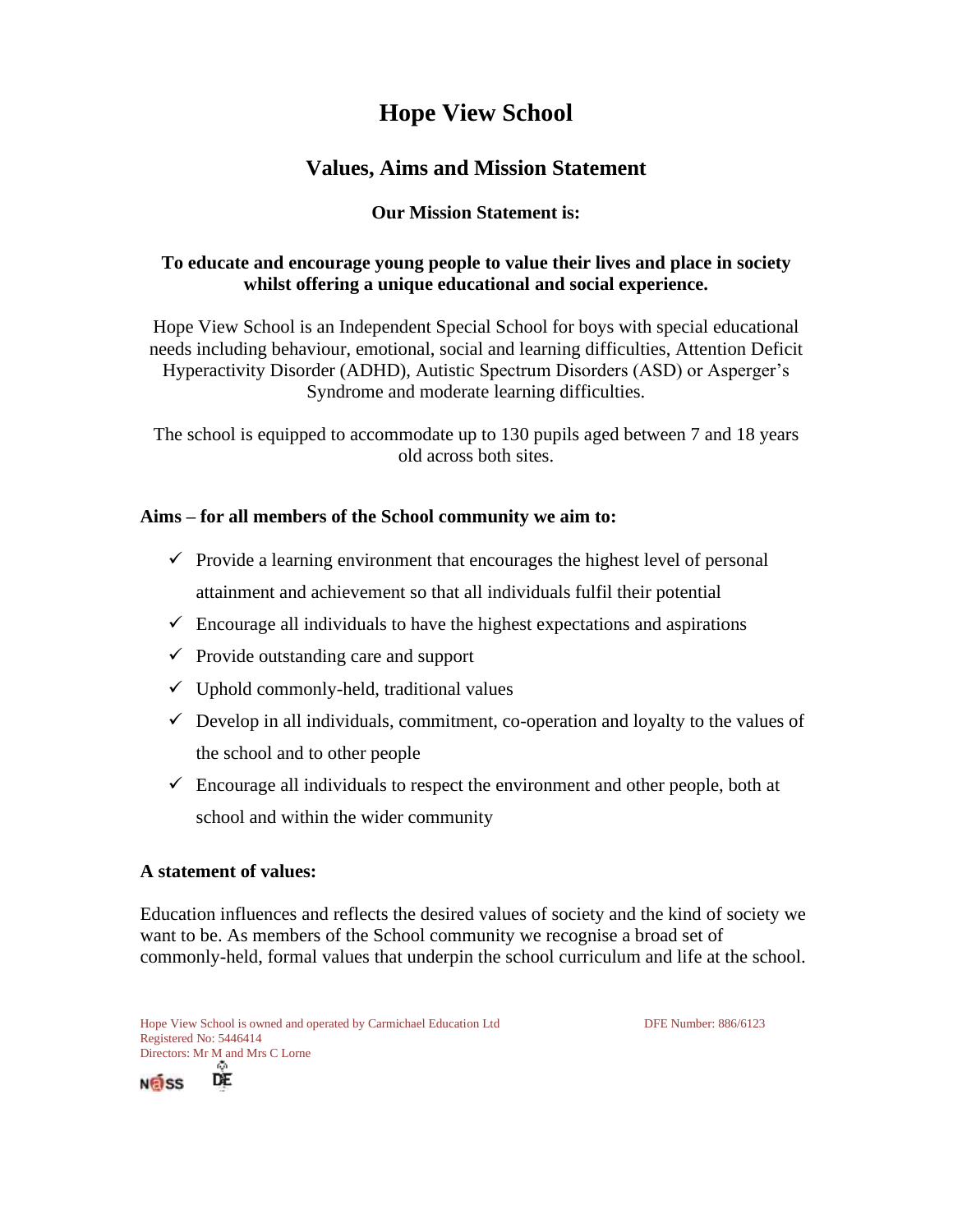# Hope View School

## Values, Aims and Mission Statement

**Our Mission Statement is:**

**To educate and encourage young people to value their lives and place in society whilst offering a unique educational and social experience.**

Hope View School is an Independent Special School for boys with special educational needs including behaviour, emotional, social and learning difficulties, Attention Deficit Hyperactivity Disorder (ADHD), Autistic Spectrum Disorders (ASD) or Asperger's Syndrome and moderate learning difficulties.

The school is equipped to accommodate up to 130 pupils aged between 7 and 18 years old across both sites.

**Aims – for all members of the School community we aim to:**

- ✓ Provide a learning environment that encourages the highest level of personal attainment and achievement so that all individuals fulfil their potential
- ✓ Encourage all individuals to have the highest expectations and aspirations
- ✓ Provide outstanding care and support
- ✓ Uphold commonly-held, traditional values
- ✓ Develop in all individuals, commitment, co-operation and loyalty to the values of the school and to other people
- ✓ Encourage all individuals to respect the environment and other people, both at school and within the wider community

**A statement of values:**

Education influences and reflects the desired values of society and the kind of society we want to be. As members of the School community we recognise a broad set of commonly-held, formal values that underpin the school curriculum and life at the school.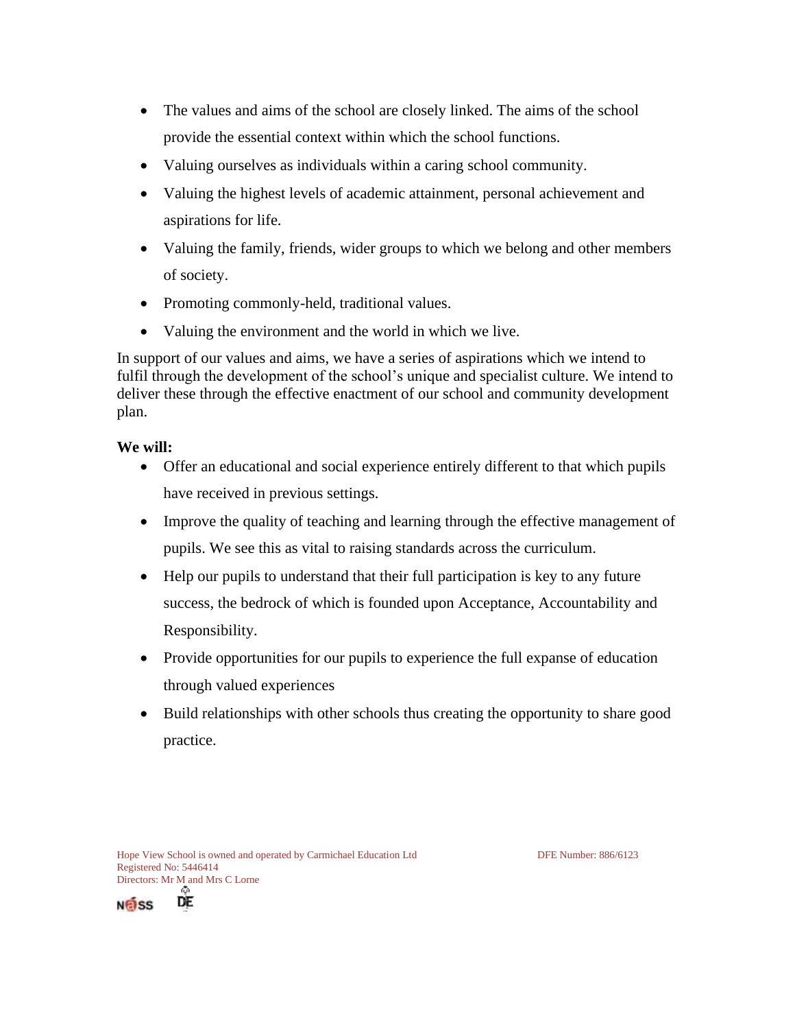- The values and aims of the school are closely linked. The aims of the school provide the essential context within which the school functions.
- Valuing ourselves as individuals within a caring school community.
- Valuing the highest levels of academic attainment, personal achievement and aspirations for life.
- Valuing the family, friends, wider groups to which we belong and other members of society.
- Promoting commonly-held, traditional values.
- Valuing the environment and the world in which we live.

In support of our values and aims, we have a series of aspirations which we intend to fulfil through the development of the school's unique and specialist culture. We intend to deliver these through the effective enactment of our school and community development plan.

**We will:**

- Offer an educational and social experience entirely different to that which pupils have received in previous settings.
- Improve the quality of teaching and learning through the effective management of pupils. We see this as vital to raising standards across the curriculum.
- Help our pupils to understand that their full participation is key to any future success, the bedrock of which is founded upon Acceptance, Accountability and Responsibility.
- Provide opportunities for our pupils to experience the full expanse of education through valued experiences
- Build relationships with other schools thus creating the opportunity to share good practice.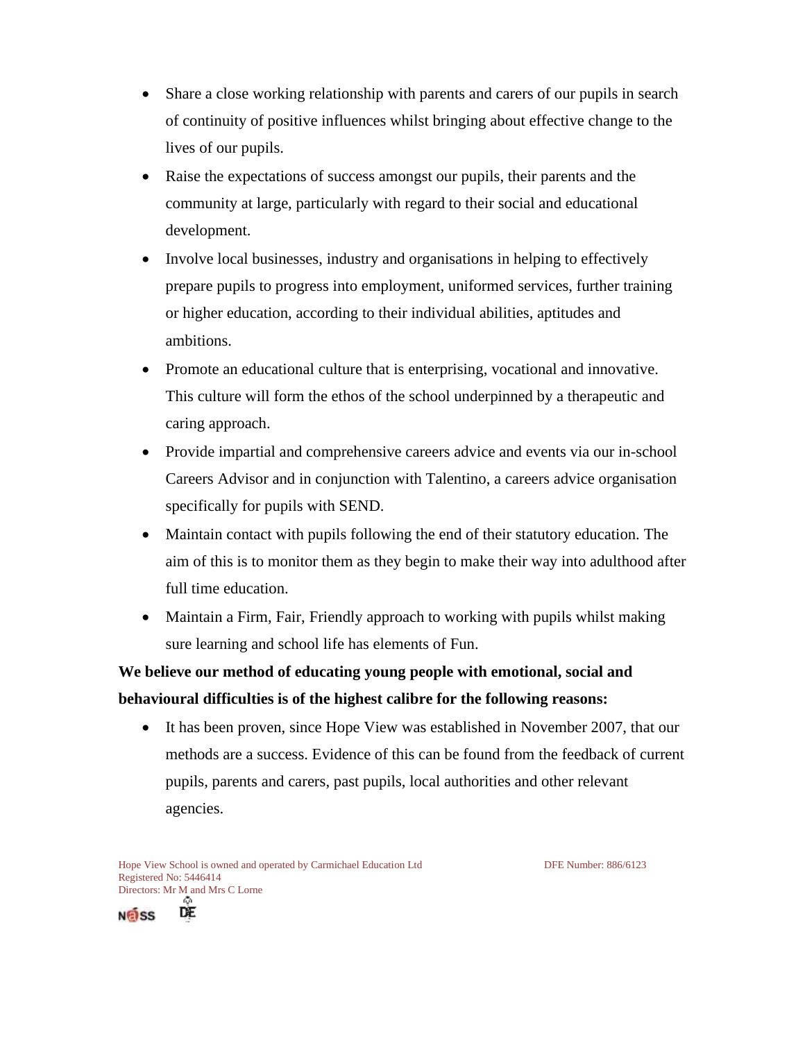- Share a close working relationship with parents and carers of our pupils in search of continuity of positive influences whilst bringing about effective change to the lives of our pupils.
- Raise the expectations of success amongst our pupils, their parents and the community at large, particularly with regard to their social and educational development.
- Involve local businesses, industry and organisations in helping to effectively prepare pupils to progress into employment, uniformed services, further training or higher education, according to their individual abilities, aptitudes and ambitions.
- Promote an educational culture that is enterprising, vocational and innovative. This culture will form the ethos of the school underpinned by a therapeutic and caring approach.
- Provide impartial and comprehensive careers advice and events via our in-school Careers Advisor and in conjunction with Talentino, a careers advice organisation specifically for pupils with SEND.
- Maintain contact with pupils following the end of their statutory education. The aim of this is to monitor them as they begin to make their way into adulthood after full time education.
- Maintain a Firm, Fair, Friendly approach to working with pupils whilst making sure learning and school life has elements of Fun.

**We believe our method of educating young people with emotional, social and behavioural difficulties is of the highest calibre for the following reasons:**

- It has been proven, since Hope View was established in November 2007, that our methods are a success. Evidence of this can be found from the feedback of current pupils, parents and carers, past pupils, local authorities and other relevant agencies.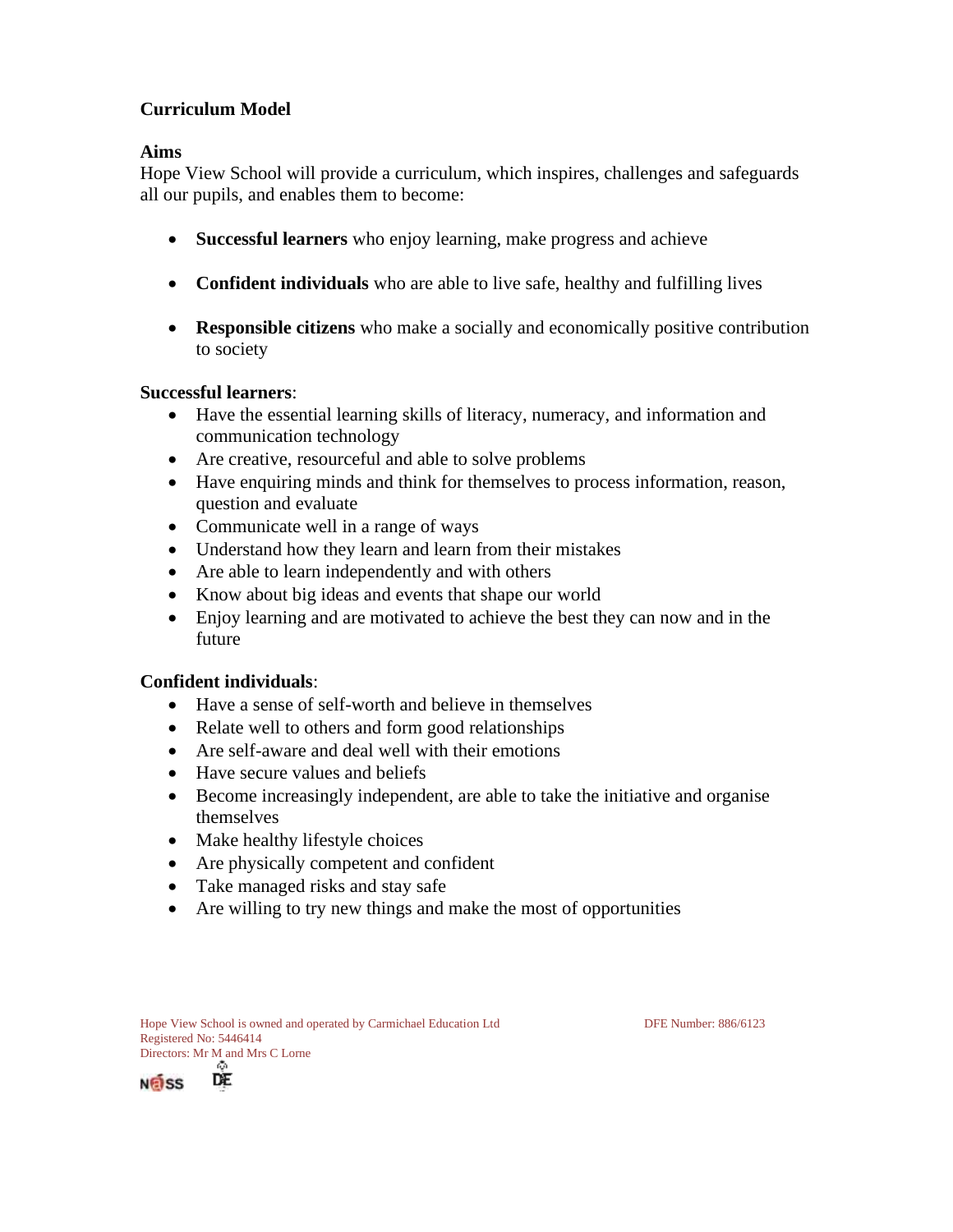## Curriculum Model

### Aims

Hope View School will provide a curriculum, which inspires, challenges and safeguards all our pupils, and enables them to become:

- **Successful learners** who enjoy learning, make progress and achieve
- **Confident individuals** who are able to live safe, healthy and fulfilling lives
- **Responsible citizens** who make a socially and economically positive contribution to society

**Successful learners**:

- Have the essential learning skills of literacy, numeracy, and information and communication technology
- Are creative, resourceful and able to solve problems
- Have enquiring minds and think for themselves to process information, reason, question and evaluate
- Communicate well in a range of ways
- Understand how they learn and learn from their mistakes
- Are able to learn independently and with others
- Know about big ideas and events that shape our world
- Enjoy learning and are motivated to achieve the best they can now and in the future

**Confident individuals**:

- Have a sense of self-worth and believe in themselves
- Relate well to others and form good relationships
- Are self-aware and deal well with their emotions
- Have secure values and beliefs
- Become increasingly independent, are able to take the initiative and organise themselves
- Make healthy lifestyle choices
- Are physically competent and confident
- Take managed risks and stay safe
- Are willing to try new things and make the most of opportunities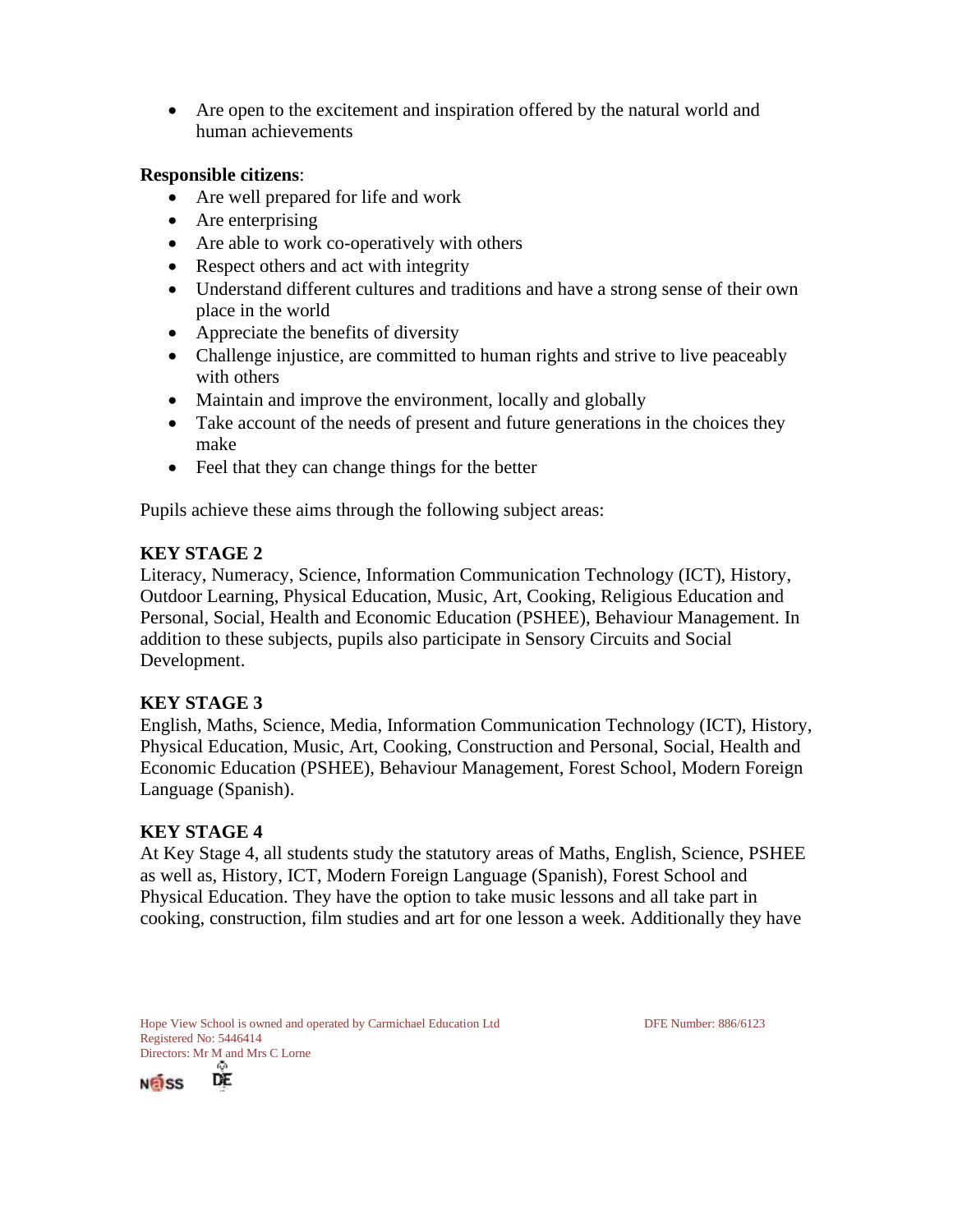- Are open to the excitement and inspiration offered by the natural world and human achievements

**Responsible citizens**:

- Are well prepared for life and work
- Are enterprising
- Are able to work co-operatively with others
- Respect others and act with integrity
- Understand different cultures and traditions and have a strong sense of their own place in the world
- Appreciate the benefits of diversity
- Challenge injustice, are committed to human rights and strive to live peaceably with others
- Maintain and improve the environment, locally and globally
- Take account of the needs of present and future generations in the choices they make
- Feel that they can change things for the better

Pupils achieve these aims through the following subject areas:

**KEY STAGE 2**

Literacy, Numeracy, Science, Information Communication Technology (ICT), History, Outdoor Learning, Physical Education, Music, Art, Cooking, Religious Education and Personal, Social, Health and Economic Education (PSHEE), Behaviour Management. In addition to these subjects, pupils also participate in Sensory Circuits and Social Development.

**KEY STAGE 3**

English, Maths, Science, Media, Information Communication Technology (ICT), History, Physical Education, Music, Art, Cooking, Construction and Personal, Social, Health and Economic Education (PSHEE), Behaviour Management, Forest School, Modern Foreign Language (Spanish).

**KEY STAGE 4**

At Key Stage 4, all students study the statutory areas of Maths, English, Science, PSHEE as well as, History, ICT, Modern Foreign Language (Spanish), Forest School and Physical Education. They have the option to take music lessons and all take part in cooking, construction, film studies and art for one lesson a week. Additionally they have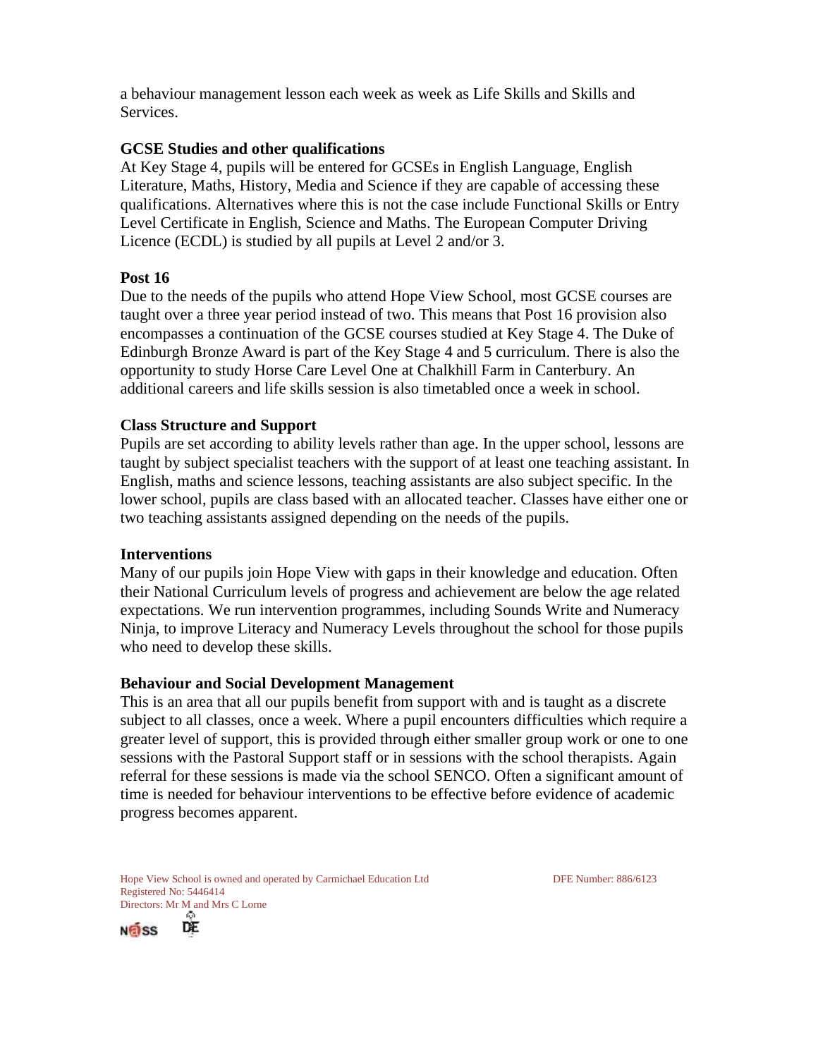a behaviour management lesson each week as week as Life Skills and Skills and Services.

**GCSE Studies and other qualifications**

At Key Stage 4, pupils will be entered for GCSEs in English Language, English Literature, Maths, History, Media and Science if they are capable of accessing these qualifications. Alternatives where this is not the case include Functional Skills or Entry Level Certificate in English, Science and Maths. The European Computer Driving Licence (ECDL) is studied by all pupils at Level 2 and/or 3.

**Post 16**

Due to the needs of the pupils who attend Hope View School, most GCSE courses are taught over a three year period instead of two. This means that Post 16 provision also encompasses a continuation of the GCSE courses studied at Key Stage 4. The Duke of Edinburgh Bronze Award is part of the Key Stage 4 and 5 curriculum. There is also the opportunity to study Horse Care Level One at Chalkhill Farm in Canterbury. An additional careers and life skills session is also timetabled once a week in school.

**Class Structure and Support**

Pupils are set according to ability levels rather than age. In the upper school, lessons are taught by subject specialist teachers with the support of at least one teaching assistant. In English, maths and science lessons, teaching assistants are also subject specific. In the lower school, pupils are class based with an allocated teacher. Classes have either one or two teaching assistants assigned depending on the needs of the pupils.

**Interventions**

Many of our pupils join Hope View with gaps in their knowledge and education. Often their National Curriculum levels of progress and achievement are below the age related expectations. We run intervention programmes, including Sounds Write and Numeracy Ninja, to improve Literacy and Numeracy Levels throughout the school for those pupils who need to develop these skills.

**Behaviour and Social Development Management**

This is an area that all our pupils benefit from support with and is taught as a discrete subject to all classes, once a week. Where a pupil encounters difficulties which require a greater level of support, this is provided through either smaller group work or one to one sessions with the Pastoral Support staff or in sessions with the school therapists. Again referral for these sessions is made via the school SENCO. Often a significant amount of time is needed for behaviour interventions to be effective before evidence of academic progress becomes apparent.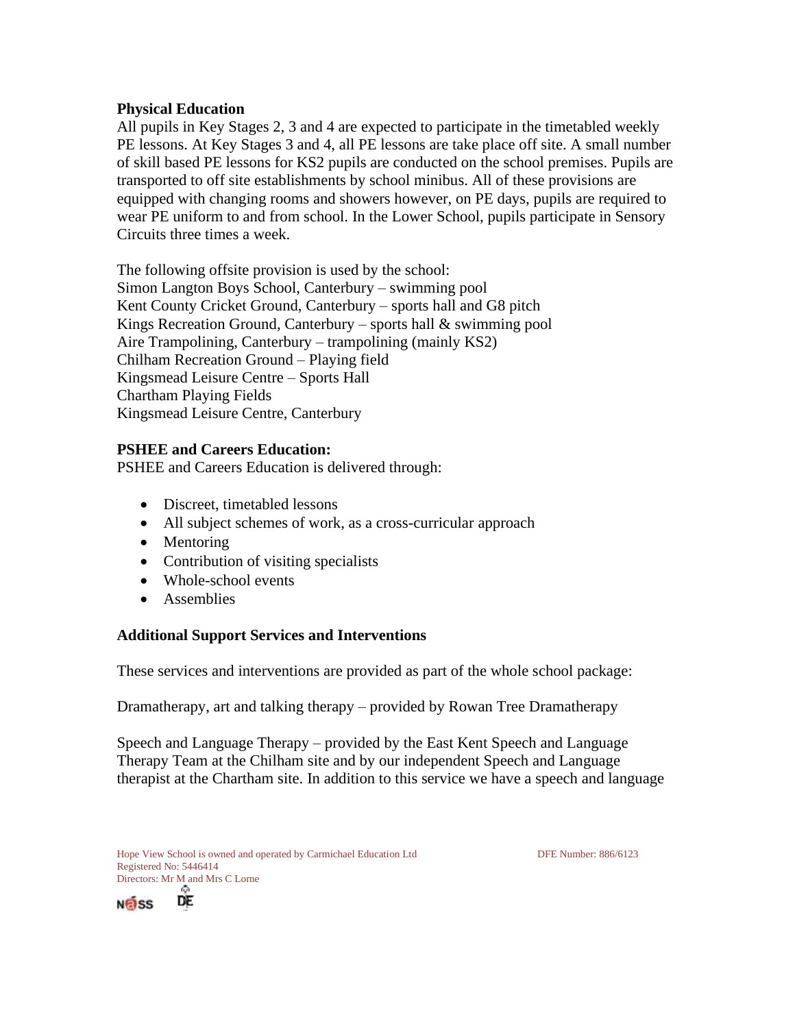**Physical Education**

All pupils in Key Stages 2, 3 and 4 are expected to participate in the timetabled weekly PE lessons. At Key Stages 3 and 4, all PE lessons are take place off site. A small number of skill based PE lessons for KS2 pupils are conducted on the school premises. Pupils are transported to off site establishments by school minibus. All of these provisions are equipped with changing rooms and showers however, on PE days, pupils are required to wear PE uniform to and from school. In the Lower School, pupils participate in Sensory Circuits three times a week.

The following offsite provision is used by the school:
Simon Langton Boys School, Canterbury – swimming pool
Kent County Cricket Ground, Canterbury – sports hall and G8 pitch
Kings Recreation Ground, Canterbury – sports hall & swimming pool
Aire Trampolining, Canterbury – trampolining (mainly KS2)
Chilham Recreation Ground – Playing field
Kingsmead Leisure Centre – Sports Hall
Chartham Playing Fields
Kingsmead Leisure Centre, Canterbury

**PSHEE and Careers Education:**

PSHEE and Careers Education is delivered through:

- Discreet, timetabled lessons
- All subject schemes of work, as a cross-curricular approach
- Mentoring
- Contribution of visiting specialists
- Whole-school events
- Assemblies

**Additional Support Services and Interventions**

These services and interventions are provided as part of the whole school package:

Dramatherapy, art and talking therapy – provided by Rowan Tree Dramatherapy

Speech and Language Therapy – provided by the East Kent Speech and Language Therapy Team at the Chilham site and by our independent Speech and Language therapist at the Chartham site. In addition to this service we have a speech and language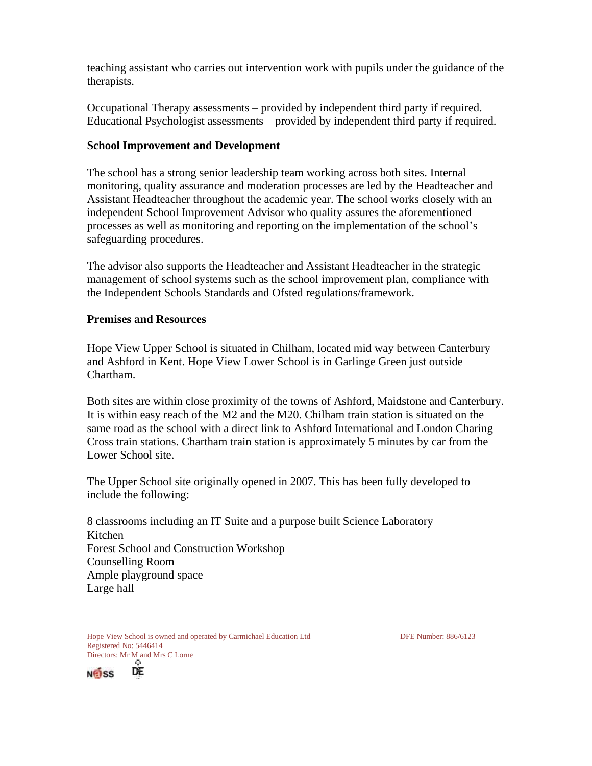teaching assistant who carries out intervention work with pupils under the guidance of the therapists.

Occupational Therapy assessments – provided by independent third party if required.
Educational Psychologist assessments – provided by independent third party if required.

**School Improvement and Development**

The school has a strong senior leadership team working across both sites. Internal monitoring, quality assurance and moderation processes are led by the Headteacher and Assistant Headteacher throughout the academic year. The school works closely with an independent School Improvement Advisor who quality assures the aforementioned processes as well as monitoring and reporting on the implementation of the school's safeguarding procedures.

The advisor also supports the Headteacher and Assistant Headteacher in the strategic management of school systems such as the school improvement plan, compliance with the Independent Schools Standards and Ofsted regulations/framework.

**Premises and Resources**

Hope View Upper School is situated in Chilham, located mid way between Canterbury and Ashford in Kent. Hope View Lower School is in Garlinge Green just outside Chartham.

Both sites are within close proximity of the towns of Ashford, Maidstone and Canterbury. It is within easy reach of the M2 and the M20. Chilham train station is situated on the same road as the school with a direct link to Ashford International and London Charing Cross train stations. Chartham train station is approximately 5 minutes by car from the Lower School site.

The Upper School site originally opened in 2007. This has been fully developed to include the following:

8 classrooms including an IT Suite and a purpose built Science Laboratory
Kitchen
Forest School and Construction Workshop
Counselling Room
Ample playground space
Large hall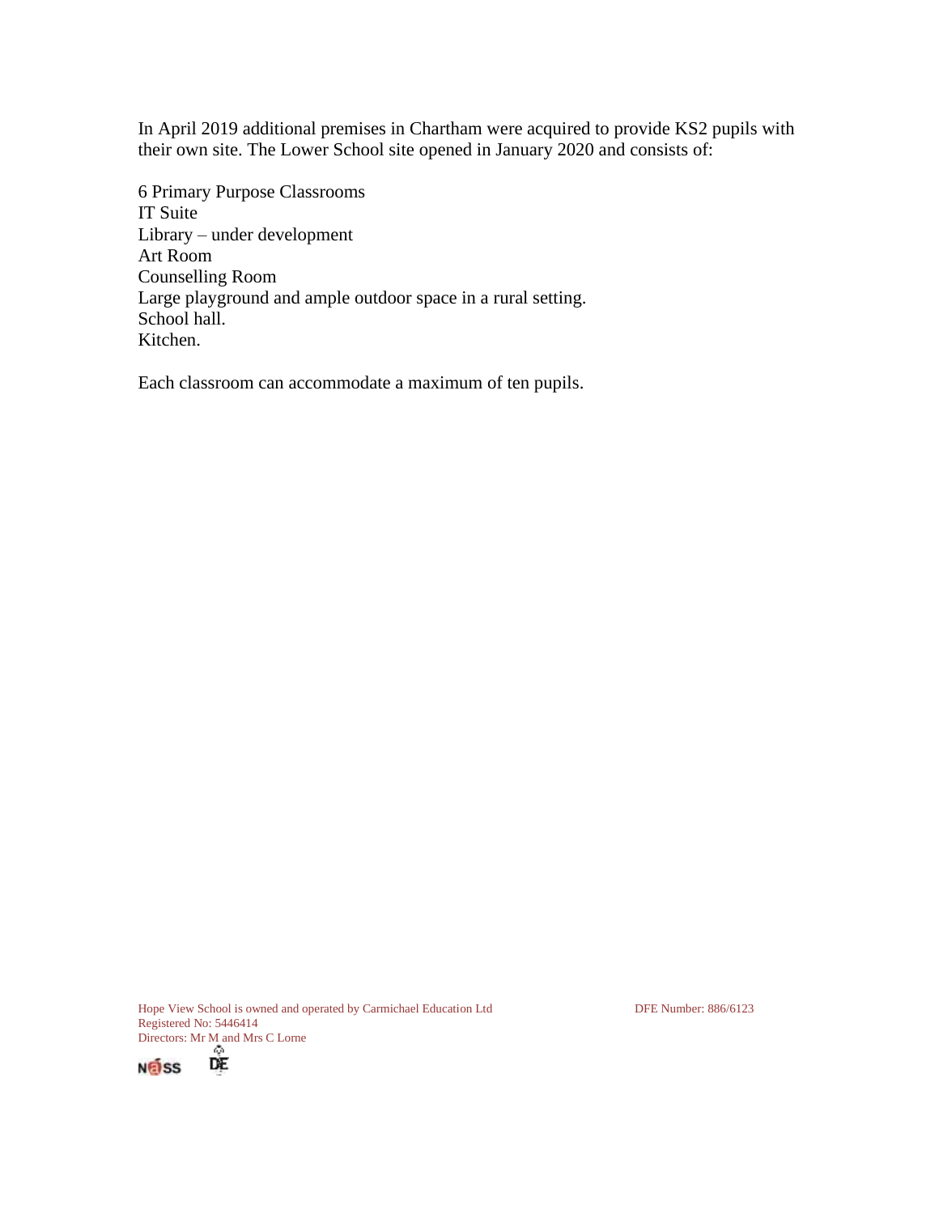In April 2019 additional premises in Chartham were acquired to provide KS2 pupils with their own site. The Lower School site opened in January 2020 and consists of:

6 Primary Purpose Classrooms
IT Suite
Library – under development
Art Room
Counselling Room
Large playground and ample outdoor space in a rural setting.
School hall.
Kitchen.

Each classroom can accommodate a maximum of ten pupils.